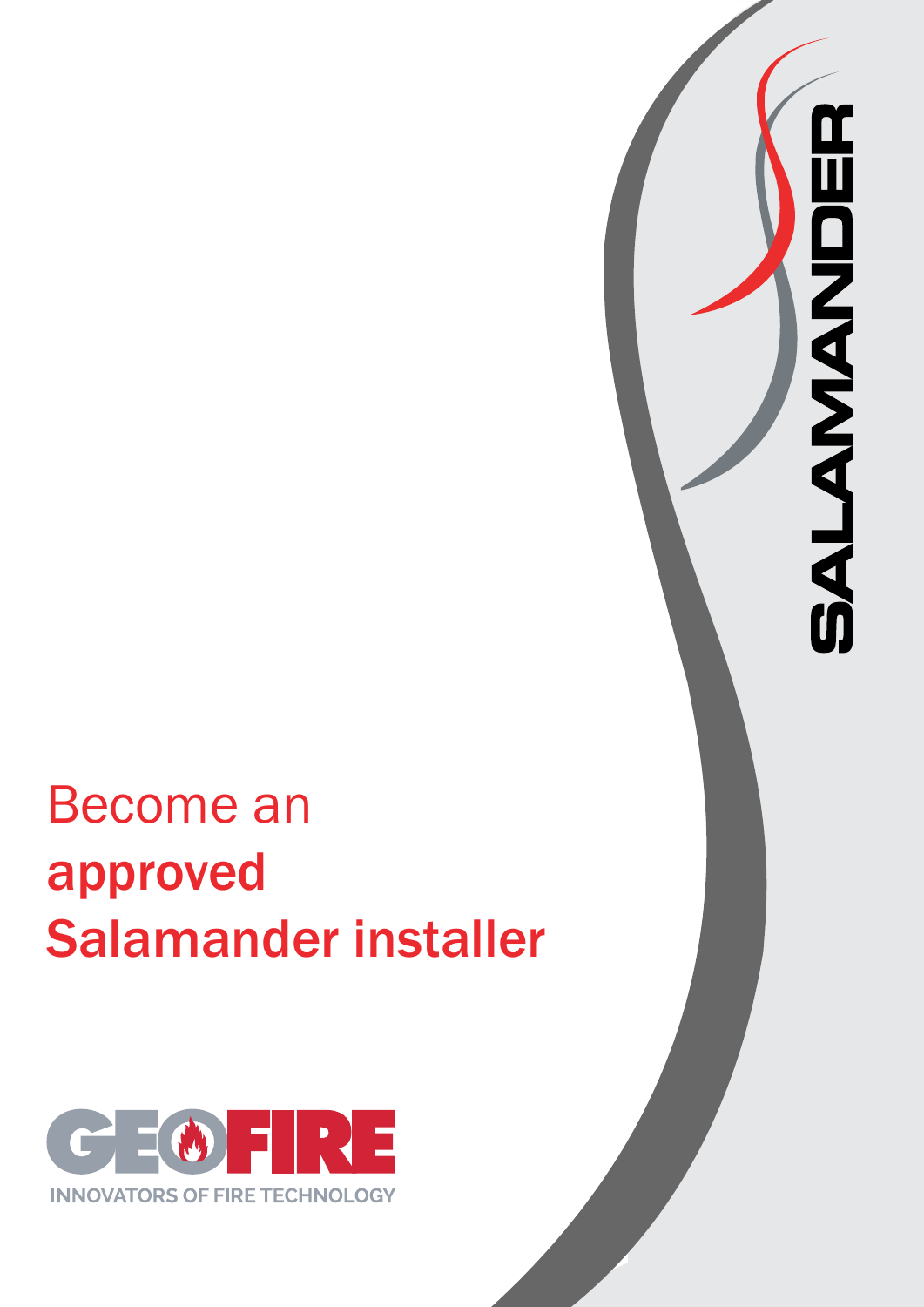SALAMANDER

# Become an approved Salamander installer

GEOFIRE

INNOVATORS OF FIRE TECHNOLOGY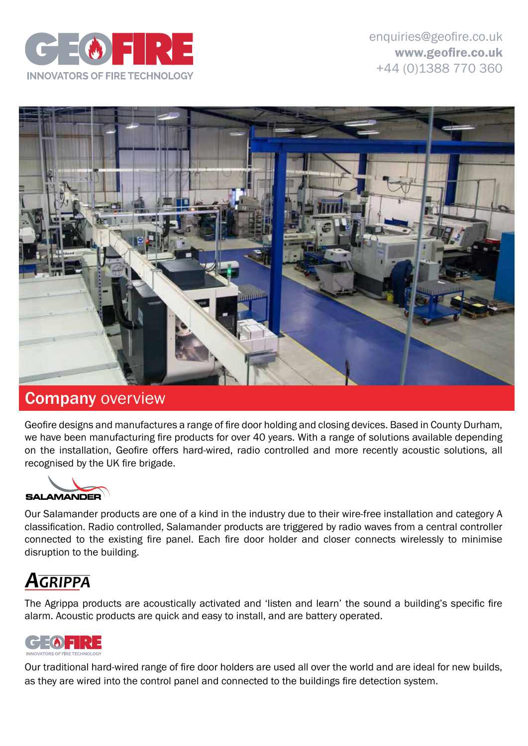enquiries@geofire.co.uk
**www.geofire.co.uk**
+44 (0)1388 770 360

## **Company** overview

Geofire designs and manufactures a range of fire door holding and closing devices. Based in County Durham, we have been manufacturing fire products for over 40 years. With a range of solutions available depending on the installation, Geofire offers hard-wired, radio controlled and more recently acoustic solutions, all recognised by the UK fire brigade.

### SALAMANDER

Our Salamander products are one of a kind in the industry due to their wire-free installation and category A classification. Radio controlled, Salamander products are triggered by radio waves from a central controller connected to the existing fire panel. Each fire door holder and closer connects wirelessly to minimise disruption to the building.

### AGRIPPA

The Agrippa products are acoustically activated and 'listen and learn' the sound a building's specific fire alarm. Acoustic products are quick and easy to install, and are battery operated.

### GEOFIRE

Our traditional hard-wired range of fire door holders are used all over the world and are ideal for new builds, as they are wired into the control panel and connected to the buildings fire detection system.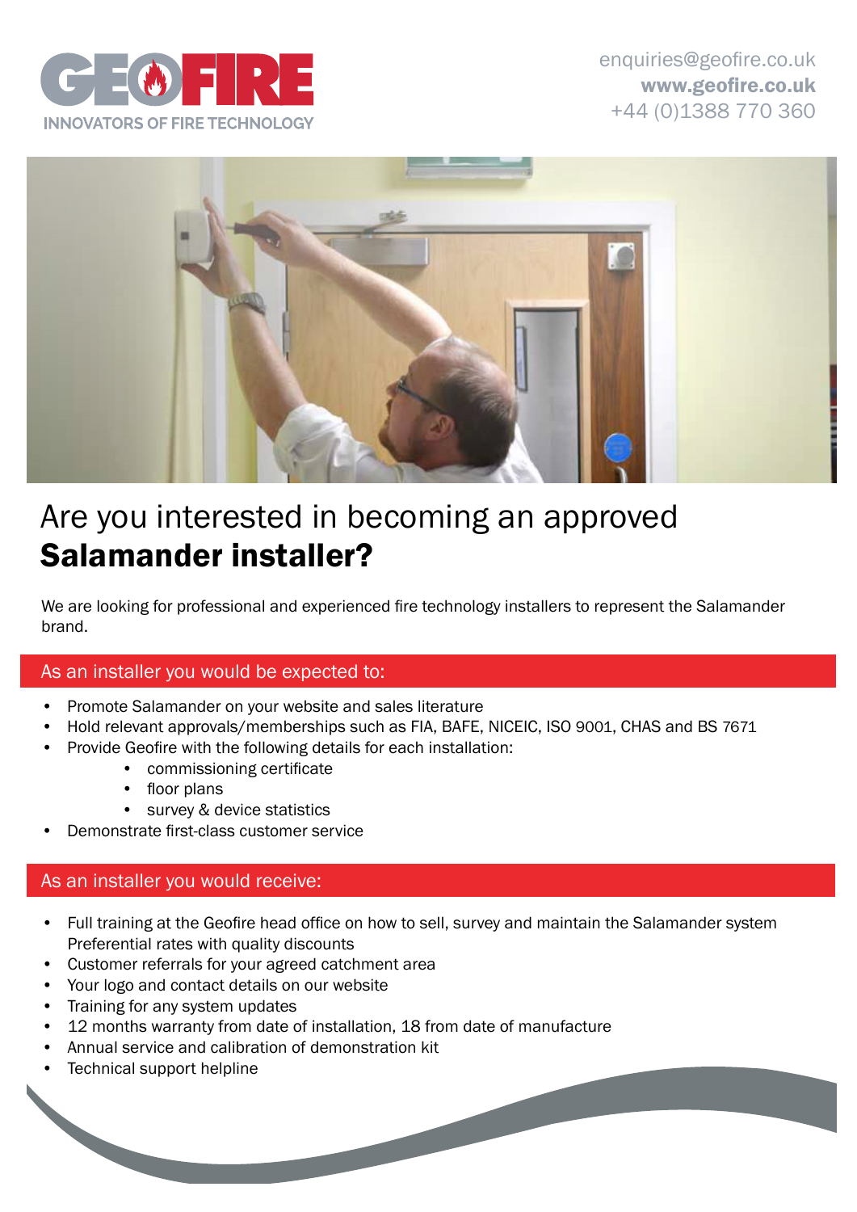GEOFIRE
INNOVATORS OF FIRE TECHNOLOGY

enquiries@geofire.co.uk
**www.geofire.co.uk**
+44 (0)1388 770 360

# Are you interested in becoming an approved **Salamander installer?**

We are looking for professional and experienced fire technology installers to represent the Salamander brand.

## As an installer you would be expected to:

- Promote Salamander on your website and sales literature
- Hold relevant approvals/memberships such as FIA, BAFE, NICEIC, ISO 9001, CHAS and BS 7671
- Provide Geofire with the following details for each installation:
    - commissioning certificate
    - floor plans
    - survey & device statistics
- Demonstrate first-class customer service

## As an installer you would receive:

- Full training at the Geofire head office on how to sell, survey and maintain the Salamander system Preferential rates with quality discounts
- Customer referrals for your agreed catchment area
- Your logo and contact details on our website
- Training for any system updates
- 12 months warranty from date of installation, 18 from date of manufacture
- Annual service and calibration of demonstration kit
- Technical support helpline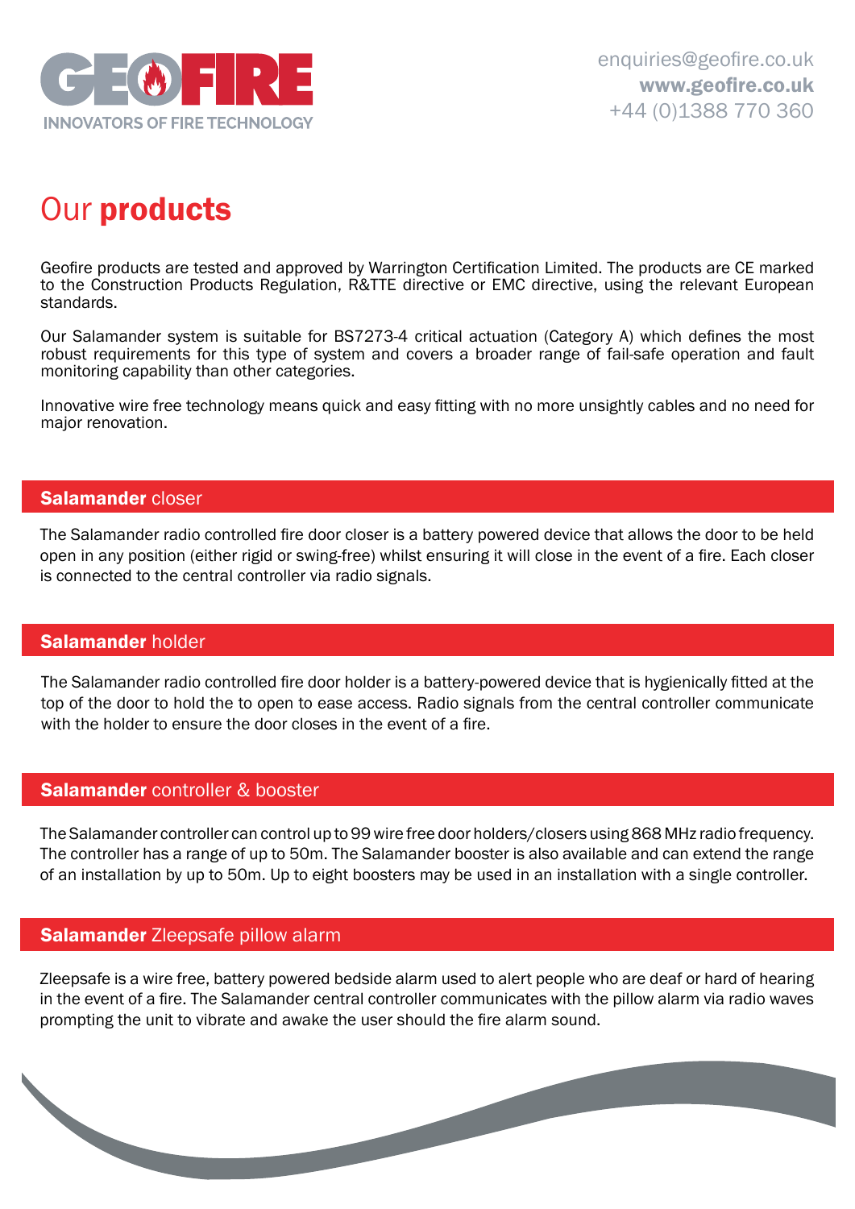GEOFIRE
INNOVATORS OF FIRE TECHNOLOGY

enquiries@geofire.co.uk
**www.geofire.co.uk**
+44 (0)1388 770 360

# Our **products**

Geofire products are tested and approved by Warrington Certification Limited. The products are CE marked to the Construction Products Regulation, R&TTE directive or EMC directive, using the relevant European standards.

Our Salamander system is suitable for BS7273-4 critical actuation (Category A) which defines the most robust requirements for this type of system and covers a broader range of fail-safe operation and fault monitoring capability than other categories.

Innovative wire free technology means quick and easy fitting with no more unsightly cables and no need for major renovation.

## **Salamander** closer

The Salamander radio controlled fire door closer is a battery powered device that allows the door to be held open in any position (either rigid or swing-free) whilst ensuring it will close in the event of a fire. Each closer is connected to the central controller via radio signals.

## **Salamander** holder

The Salamander radio controlled fire door holder is a battery-powered device that is hygienically fitted at the top of the door to hold the to open to ease access. Radio signals from the central controller communicate with the holder to ensure the door closes in the event of a fire.

## **Salamander** controller & booster

The Salamander controller can control up to 99 wire free door holders/closers using 868 MHz radio frequency. The controller has a range of up to 50m. The Salamander booster is also available and can extend the range of an installation by up to 50m. Up to eight boosters may be used in an installation with a single controller.

## **Salamander** Zleepsafe pillow alarm

Zleepsafe is a wire free, battery powered bedside alarm used to alert people who are deaf or hard of hearing in the event of a fire. The Salamander central controller communicates with the pillow alarm via radio waves prompting the unit to vibrate and awake the user should the fire alarm sound.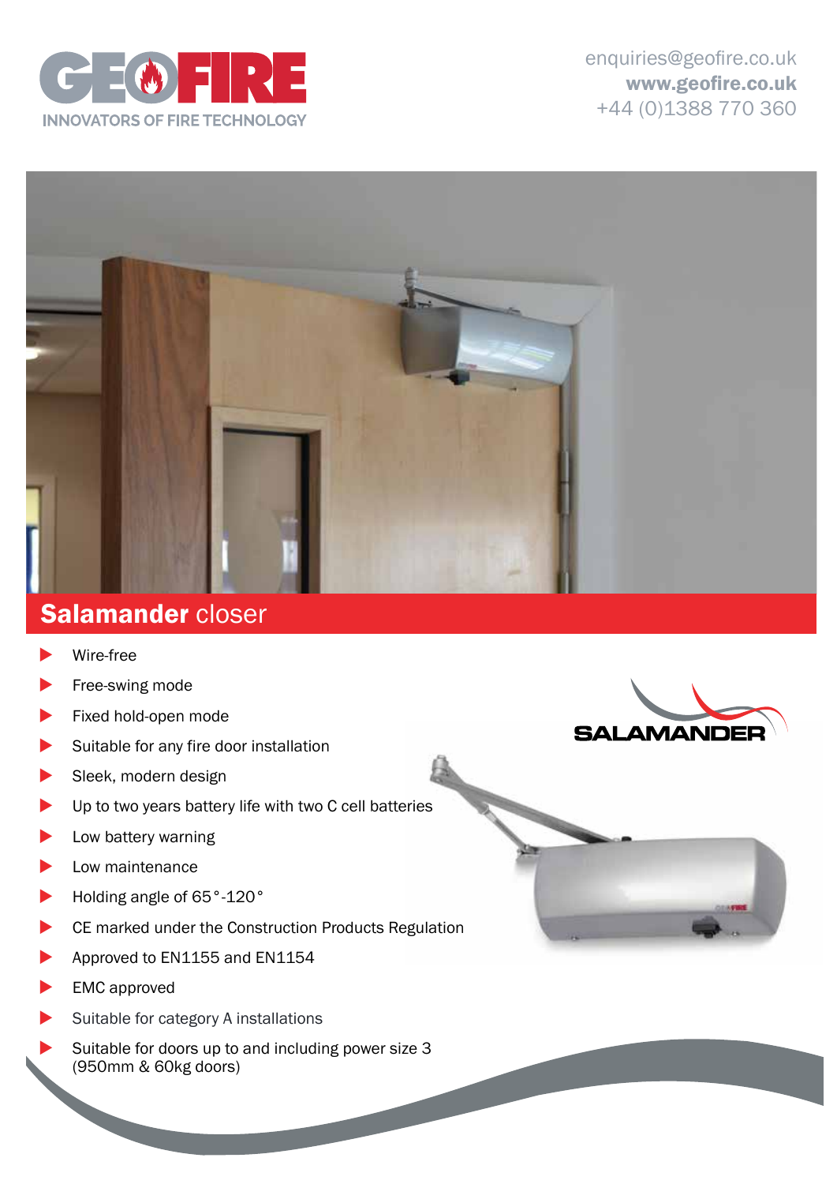GEOFIRE
INNOVATORS OF FIRE TECHNOLOGY

enquiries@geofire.co.uk
**www.geofire.co.uk**
+44 (0)1388 770 360

## **Salamander** closer

- Wire-free
- Free-swing mode
- Fixed hold-open mode
- Suitable for any fire door installation
- Sleek, modern design
- Up to two years battery life with two C cell batteries
- Low battery warning
- Low maintenance
- Holding angle of 65°-120°
- CE marked under the Construction Products Regulation
- Approved to EN1155 and EN1154
- EMC approved
- Suitable for category A installations
- Suitable for doors up to and including power size 3 (950mm & 60kg doors)

SALAMANDER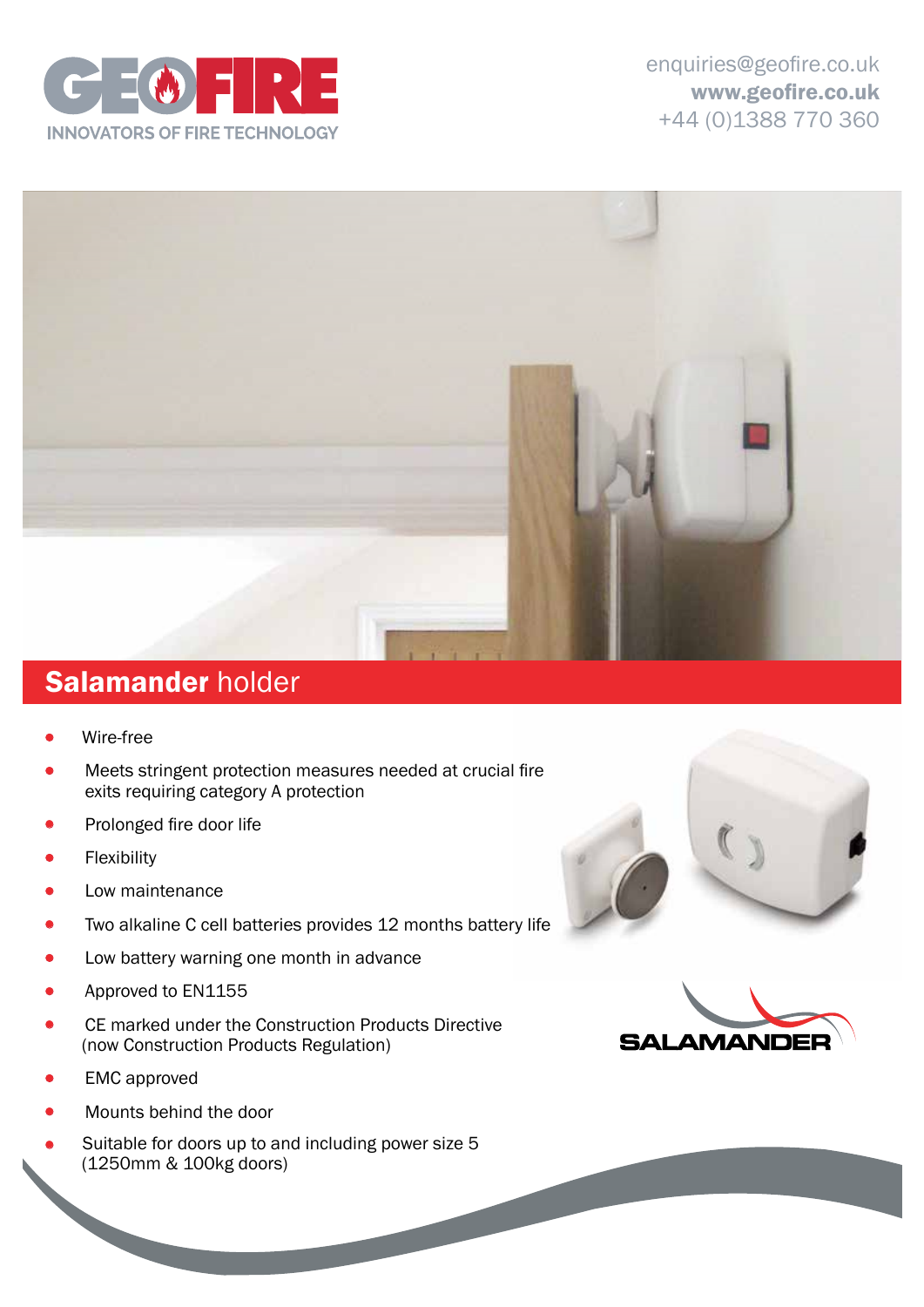GEOFIRE

INNOVATORS OF FIRE TECHNOLOGY

enquiries@geofire.co.uk
**www.geofire.co.uk**
+44 (0)1388 770 360

## **Salamander** holder

- Wire-free
- Meets stringent protection measures needed at crucial fire exits requiring category A protection
- Prolonged fire door life
- Flexibility
- Low maintenance
- Two alkaline C cell batteries provides 12 months battery life
- Low battery warning one month in advance
- Approved to EN1155
- CE marked under the Construction Products Directive (now Construction Products Regulation)
- EMC approved
- Mounts behind the door
- Suitable for doors up to and including power size 5 (1250mm & 100kg doors)

SALAMANDER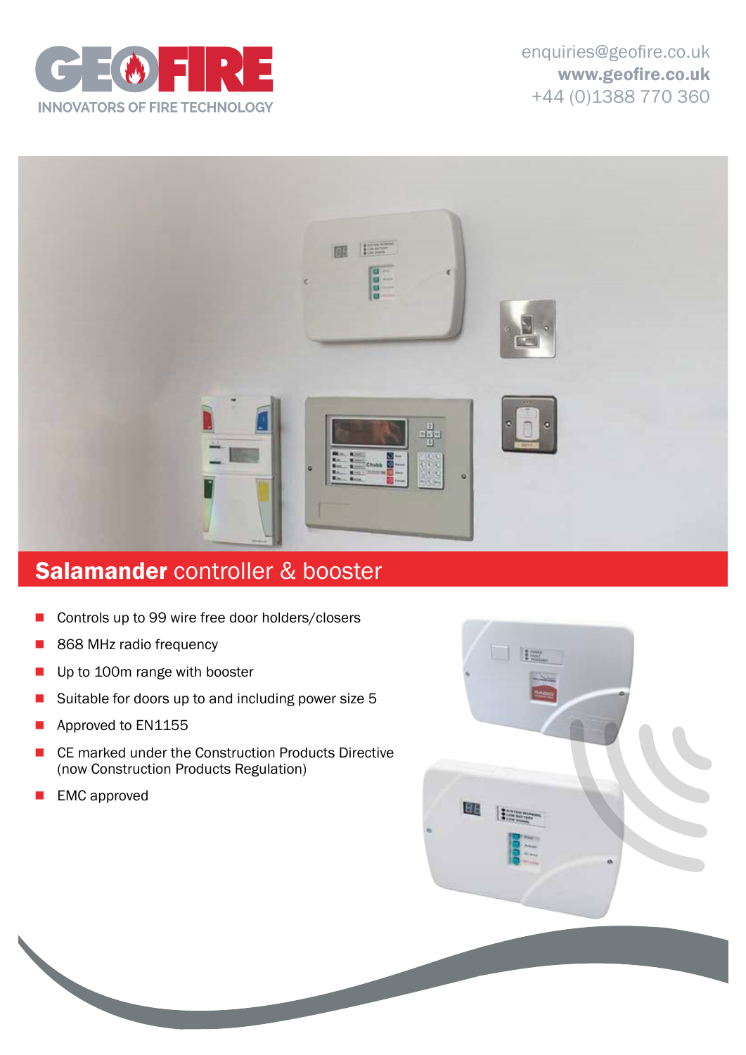GEOFIRE

INNOVATORS OF FIRE TECHNOLOGY

enquiries@geofire.co.uk
**www.geofire.co.uk**
+44 (0)1388 770 360

## **Salamander** controller & booster

- Controls up to 99 wire free door holders/closers
- 868 MHz radio frequency
- Up to 100m range with booster
- Suitable for doors up to and including power size 5
- Approved to EN1155
- CE marked under the Construction Products Directive (now Construction Products Regulation)
- EMC approved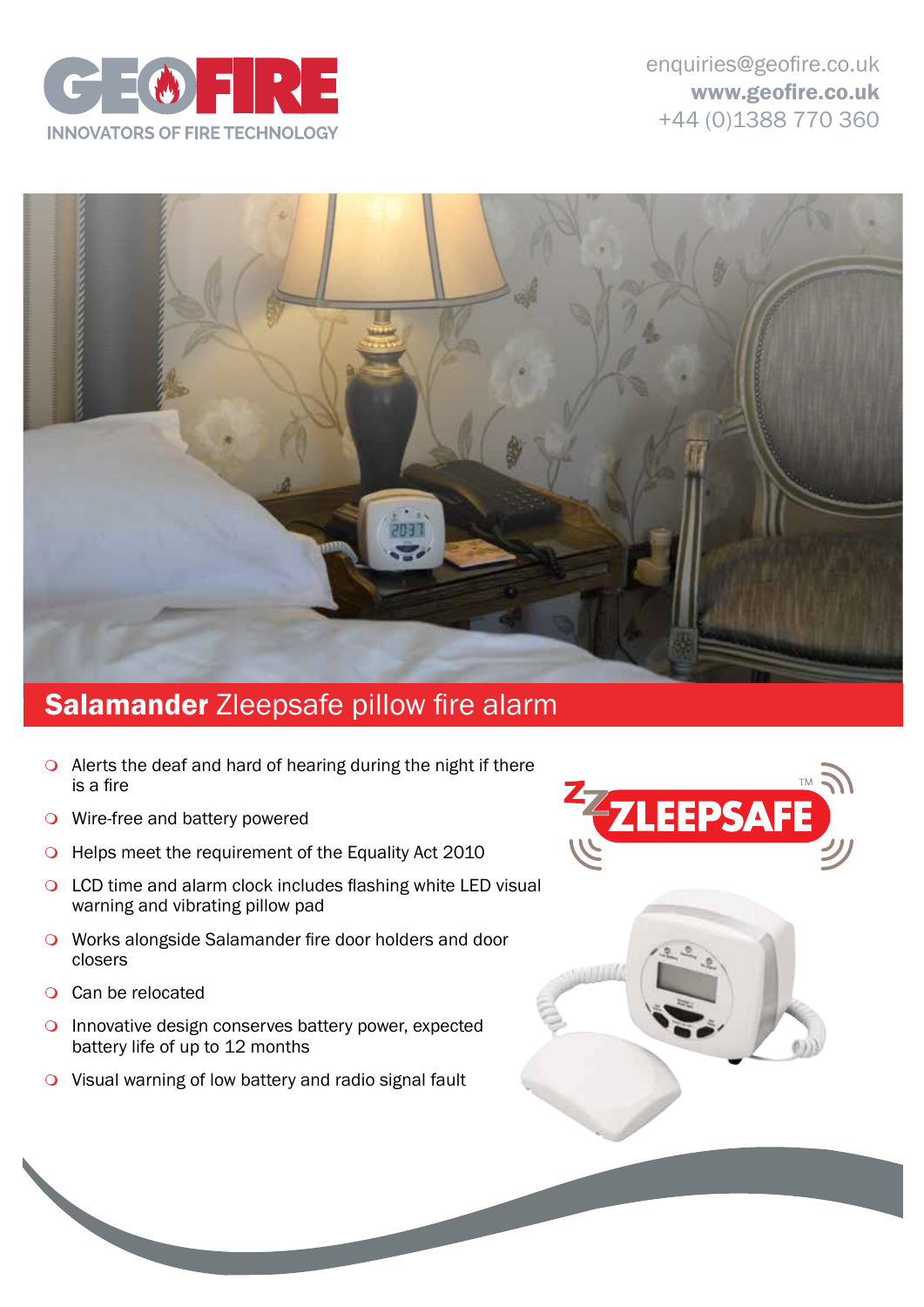GEOFIRE
INNOVATORS OF FIRE TECHNOLOGY

enquiries@geofire.co.uk
**www.geofire.co.uk**
+44 (0)1388 770 360

## **Salamander** Zleepsafe pillow fire alarm

- Alerts the deaf and hard of hearing during the night if there is a fire
- Wire-free and battery powered
- Helps meet the requirement of the Equality Act 2010
- LCD time and alarm clock includes flashing white LED visual warning and vibrating pillow pad
- Works alongside Salamander fire door holders and door closers
- Can be relocated
- Innovative design conserves battery power, expected battery life of up to 12 months
- Visual warning of low battery and radio signal fault

ZLEEPSAFE™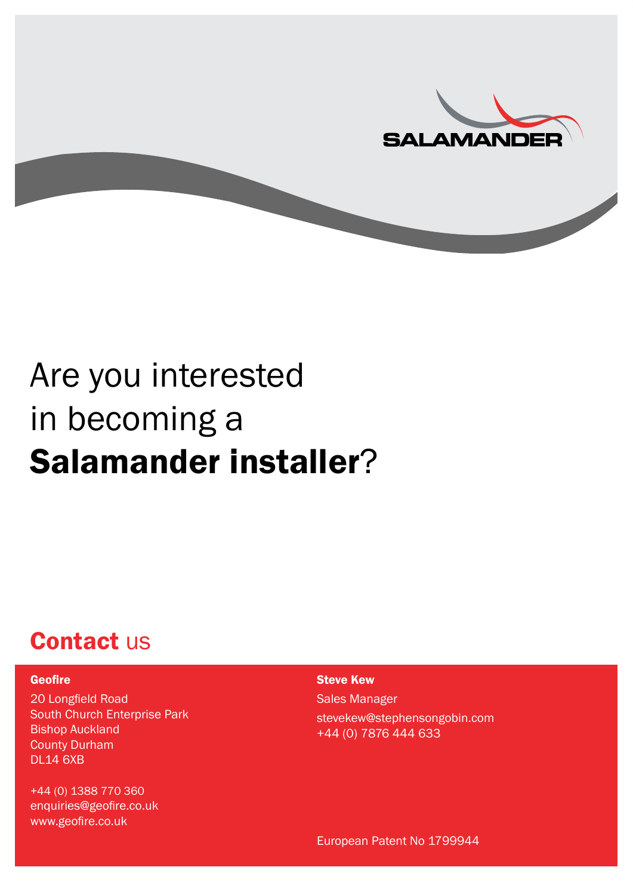SALAMANDER

# Are you interested in becoming a **Salamander installer**?

## **Contact** us

**Geofire**

20 Longfield Road
South Church Enterprise Park
Bishop Auckland
County Durham
DL14 6XB

+44 (0) 1388 770 360
enquiries@geofire.co.uk
www.geofire.co.uk

**Steve Kew**

Sales Manager

stevekew@stephensongobin.com
+44 (0) 7876 444 633

European Patent No 1799944